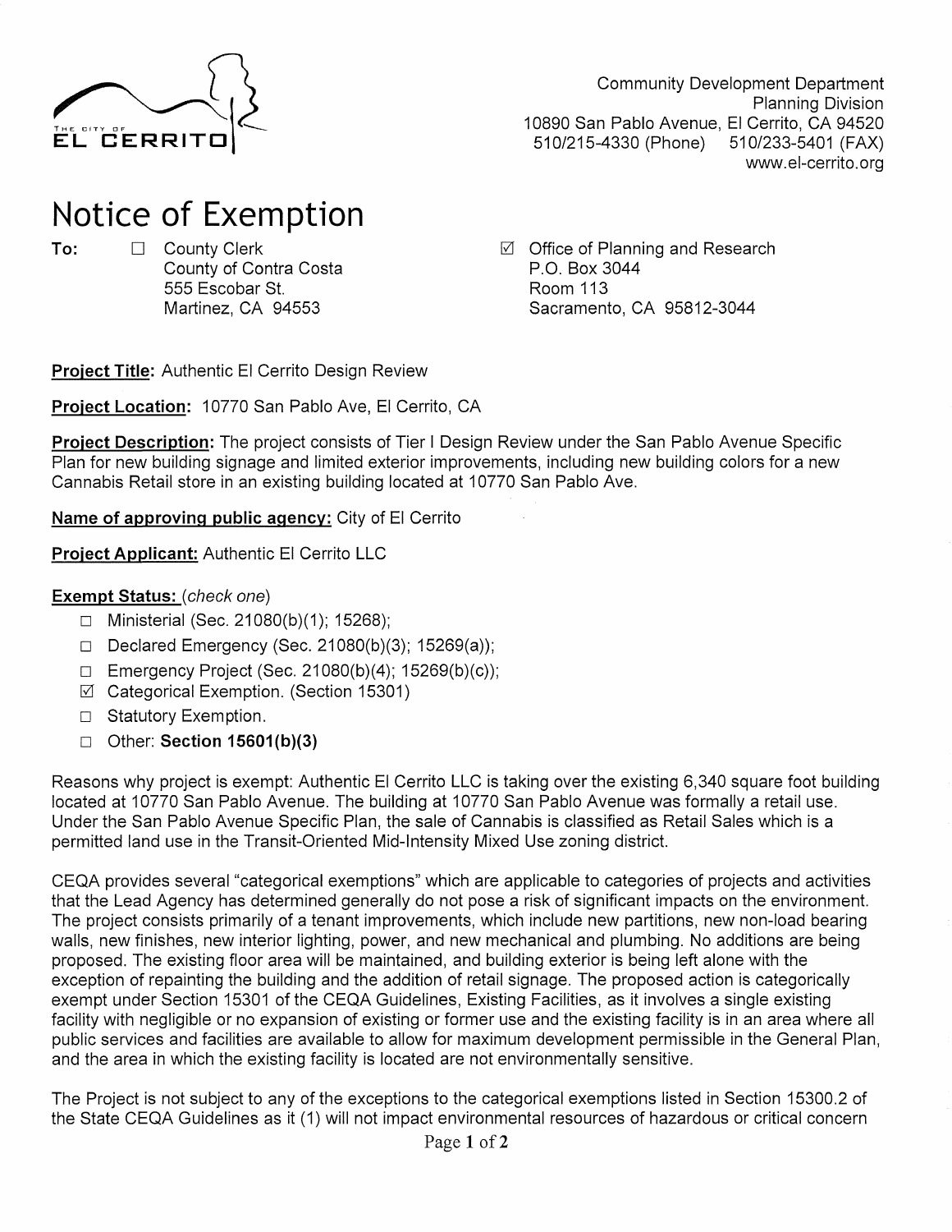THE CITY OF EL CERRITO

Community Development Department
Planning Division
10890 San Pablo Avenue, El Cerrito, CA 94520
510/215-4330 (Phone) 510/233-5401 (FAX)
www.el-cerrito.org

# Notice of Exemption

**To:**

☐ County Clerk
County of Contra Costa
555 Escobar St.
Martinez, CA 94553

☑ Office of Planning and Research
P.O. Box 3044
Room 113
Sacramento, CA 95812-3044

**Project Title:** Authentic El Cerrito Design Review

**Project Location:** 10770 San Pablo Ave, El Cerrito, CA

**Project Description:** The project consists of Tier I Design Review under the San Pablo Avenue Specific Plan for new building signage and limited exterior improvements, including new building colors for a new Cannabis Retail store in an existing building located at 10770 San Pablo Ave.

**Name of approving public agency:** City of El Cerrito

**Project Applicant:** Authentic El Cerrito LLC

**Exempt Status:** *(check one)*

- ☐ Ministerial (Sec. 21080(b)(1); 15268);
- ☐ Declared Emergency (Sec. 21080(b)(3); 15269(a));
- ☐ Emergency Project (Sec. 21080(b)(4); 15269(b)(c));
- ☑ Categorical Exemption. (Section 15301)
- ☐ Statutory Exemption.
- ☐ Other: **Section 15601(b)(3)**

Reasons why project is exempt: Authentic El Cerrito LLC is taking over the existing 6,340 square foot building located at 10770 San Pablo Avenue. The building at 10770 San Pablo Avenue was formally a retail use. Under the San Pablo Avenue Specific Plan, the sale of Cannabis is classified as Retail Sales which is a permitted land use in the Transit-Oriented Mid-Intensity Mixed Use zoning district.

CEQA provides several "categorical exemptions" which are applicable to categories of projects and activities that the Lead Agency has determined generally do not pose a risk of significant impacts on the environment. The project consists primarily of a tenant improvements, which include new partitions, new non-load bearing walls, new finishes, new interior lighting, power, and new mechanical and plumbing. No additions are being proposed. The existing floor area will be maintained, and building exterior is being left alone with the exception of repainting the building and the addition of retail signage. The proposed action is categorically exempt under Section 15301 of the CEQA Guidelines, Existing Facilities, as it involves a single existing facility with negligible or no expansion of existing or former use and the existing facility is in an area where all public services and facilities are available to allow for maximum development permissible in the General Plan, and the area in which the existing facility is located are not environmentally sensitive.

The Project is not subject to any of the exceptions to the categorical exemptions listed in Section 15300.2 of the State CEQA Guidelines as it (1) will not impact environmental resources of hazardous or critical concern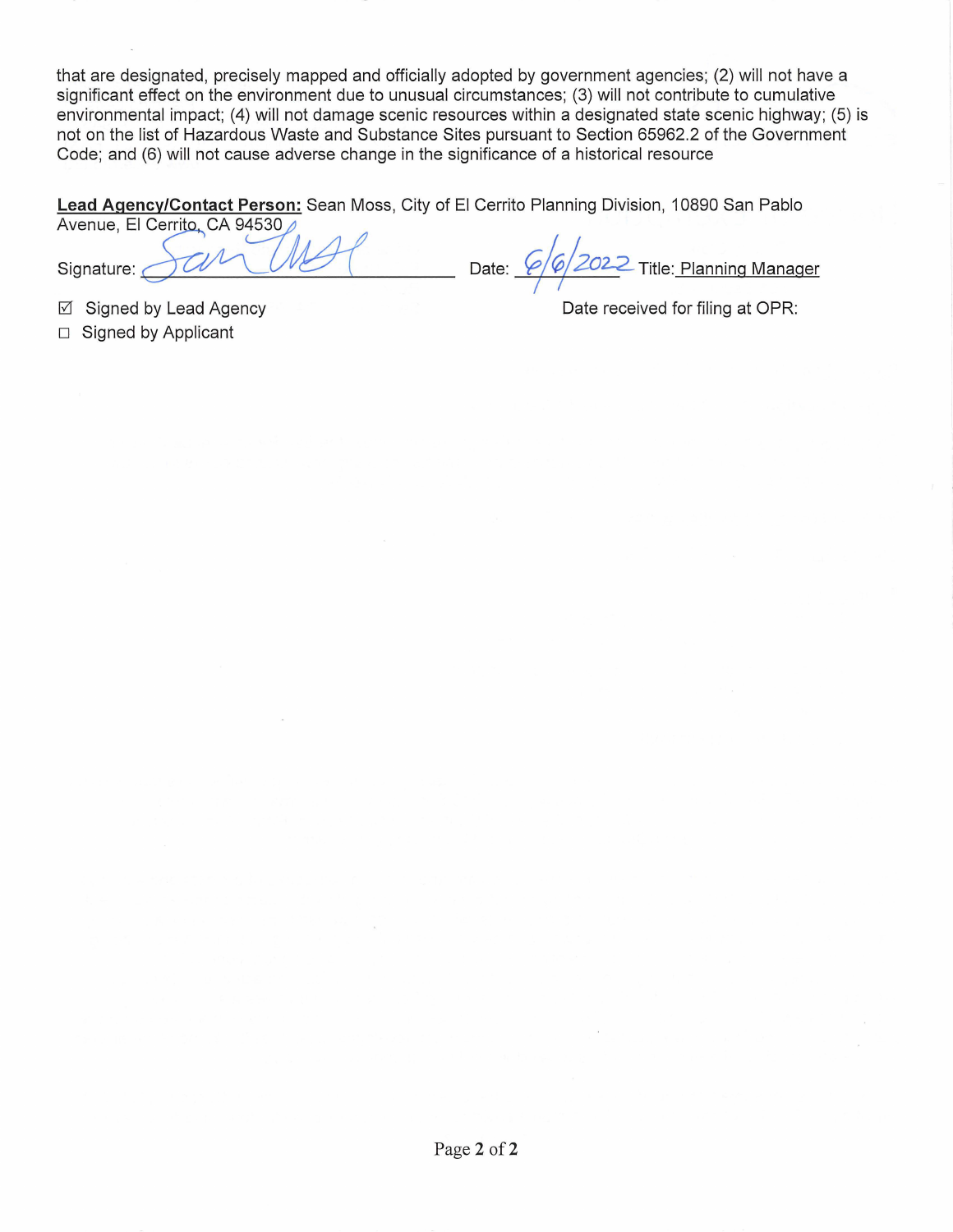that are designated, precisely mapped and officially adopted by government agencies; (2) will not have a significant effect on the environment due to unusual circumstances; (3) will not contribute to cumulative environmental impact; (4) will not damage scenic resources within a designated state scenic highway; (5) is not on the list of Hazardous Waste and Substance Sites pursuant to Section 65962.2 of the Government Code; and (6) will not cause adverse change in the significance of a historical resource

**Lead Agency/Contact Person:** Sean Moss, City of El Cerrito Planning Division, 10890 San Pablo Avenue, El Cerrito, CA 94530

Signature: Sean Moss Date: 6/6/2022 Title: Planning Manager

☑ Signed by Lead Agency

☐ Signed by Applicant

Date received for filing at OPR: